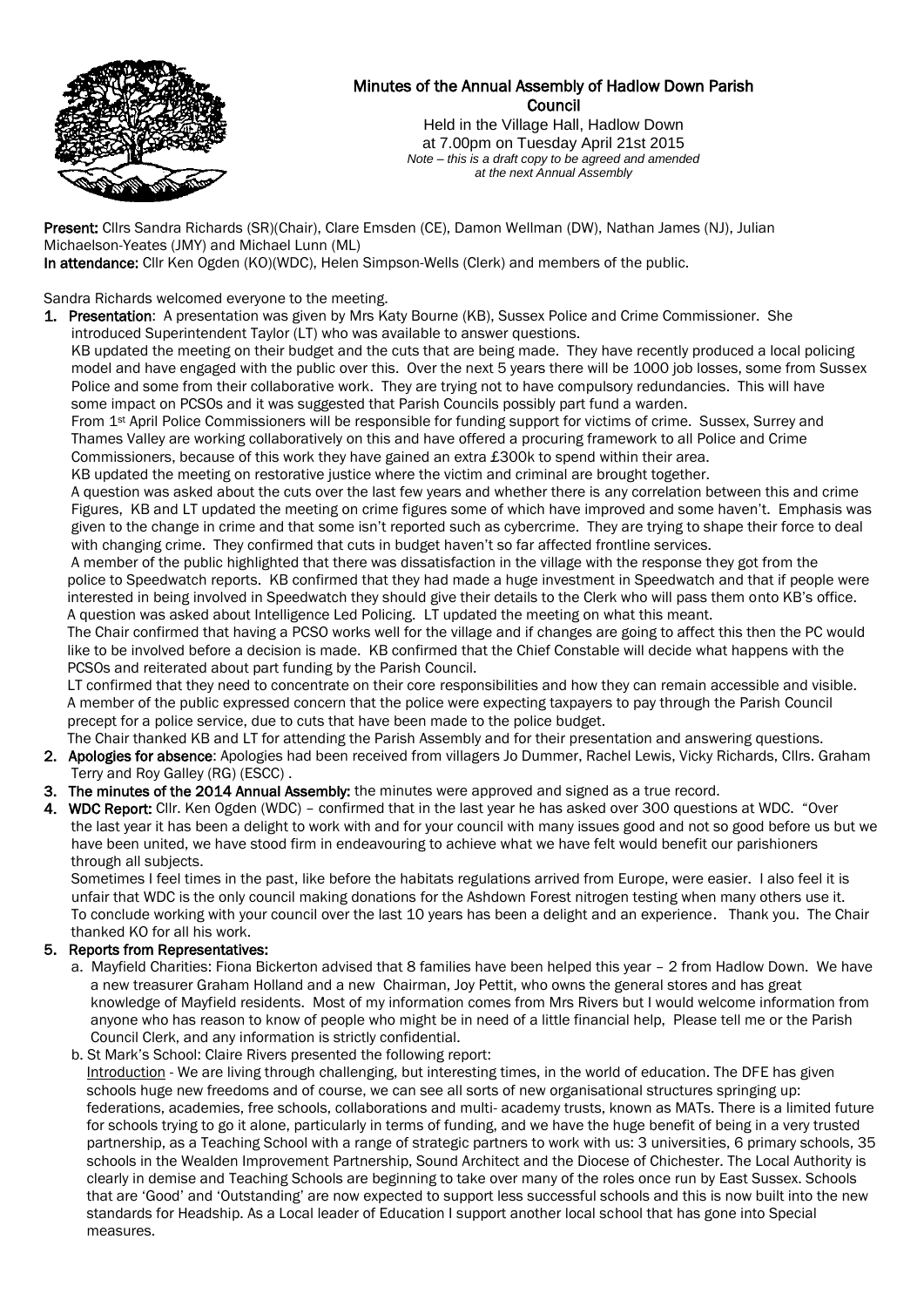# Minutes of the Annual Assembly of Hadlow Down Parish Council

Held in the Village Hall, Hadlow Down
at 7.00pm on Tuesday April 21st 2015
*Note – this is a draft copy to be agreed and amended at the next Annual Assembly*

**Present:** Cllrs Sandra Richards (SR)(Chair), Clare Emsden (CE), Damon Wellman (DW), Nathan James (NJ), Julian Michaelson-Yeates (JMY) and Michael Lunn (ML)
**In attendance:** Cllr Ken Ogden (KO)(WDC), Helen Simpson-Wells (Clerk) and members of the public.

Sandra Richards welcomed everyone to the meeting.

1. **Presentation**: A presentation was given by Mrs Katy Bourne (KB), Sussex Police and Crime Commissioner. She introduced Superintendent Taylor (LT) who was available to answer questions.
   KB updated the meeting on their budget and the cuts that are being made. They have recently produced a local policing model and have engaged with the public over this. Over the next 5 years there will be 1000 job losses, some from Sussex Police and some from their collaborative work. They are trying not to have compulsory redundancies. This will have some impact on PCSOs and it was suggested that Parish Councils possibly part fund a warden.
   From 1st April Police Commissioners will be responsible for funding support for victims of crime. Sussex, Surrey and Thames Valley are working collaboratively on this and have offered a procuring framework to all Police and Crime Commissioners, because of this work they have gained an extra £300k to spend within their area.
   KB updated the meeting on restorative justice where the victim and criminal are brought together.
   A question was asked about the cuts over the last few years and whether there is any correlation between this and crime Figures, KB and LT updated the meeting on crime figures some of which have improved and some haven't. Emphasis was given to the change in crime and that some isn't reported such as cybercrime. They are trying to shape their force to deal with changing crime. They confirmed that cuts in budget haven't so far affected frontline services.
   A member of the public highlighted that there was dissatisfaction in the village with the response they got from the police to Speedwatch reports. KB confirmed that they had made a huge investment in Speedwatch and that if people were interested in being involved in Speedwatch they should give their details to the Clerk who will pass them onto KB's office.
   A question was asked about Intelligence Led Policing. LT updated the meeting on what this meant.
   The Chair confirmed that having a PCSO works well for the village and if changes are going to affect this then the PC would like to be involved before a decision is made. KB confirmed that the Chief Constable will decide what happens with the PCSOs and reiterated about part funding by the Parish Council.
   LT confirmed that they need to concentrate on their core responsibilities and how they can remain accessible and visible.
   A member of the public expressed concern that the police were expecting taxpayers to pay through the Parish Council precept for a police service, due to cuts that have been made to the police budget.
   The Chair thanked KB and LT for attending the Parish Assembly and for their presentation and answering questions.
2. **Apologies for absence**: Apologies had been received from villagers Jo Dummer, Rachel Lewis, Vicky Richards, Cllrs. Graham Terry and Roy Galley (RG) (ESCC) .
3. **The minutes of the 2014 Annual Assembly:** the minutes were approved and signed as a true record.
4. **WDC Report:** Cllr. Ken Ogden (WDC) – confirmed that in the last year he has asked over 300 questions at WDC. "Over the last year it has been a delight to work with and for your council with many issues good and not so good before us but we have been united, we have stood firm in endeavouring to achieve what we have felt would benefit our parishioners through all subjects.
   Sometimes I feel times in the past, like before the habitats regulations arrived from Europe, were easier. I also feel it is unfair that WDC is the only council making donations for the Ashdown Forest nitrogen testing when many others use it.
   To conclude working with your council over the last 10 years has been a delight and an experience. Thank you. The Chair thanked KO for all his work.
5. **Reports from Representatives:**
   a. Mayfield Charities: Fiona Bickerton advised that 8 families have been helped this year – 2 from Hadlow Down. We have a new treasurer Graham Holland and a new Chairman, Joy Pettit, who owns the general stores and has great knowledge of Mayfield residents. Most of my information comes from Mrs Rivers but I would welcome information from anyone who has reason to know of people who might be in need of a little financial help, Please tell me or the Parish Council Clerk, and any information is strictly confidential.
   b. St Mark's School: Claire Rivers presented the following report:
   Introduction - We are living through challenging, but interesting times, in the world of education. The DFE has given schools huge new freedoms and of course, we can see all sorts of new organisational structures springing up: federations, academies, free schools, collaborations and multi- academy trusts, known as MATs. There is a limited future for schools trying to go it alone, particularly in terms of funding, and we have the huge benefit of being in a very trusted partnership, as a Teaching School with a range of strategic partners to work with us: 3 universities, 6 primary schools, 35 schools in the Wealden Improvement Partnership, Sound Architect and the Diocese of Chichester. The Local Authority is clearly in demise and Teaching Schools are beginning to take over many of the roles once run by East Sussex. Schools that are 'Good' and 'Outstanding' are now expected to support less successful schools and this is now built into the new standards for Headship. As a Local leader of Education I support another local school that has gone into Special measures.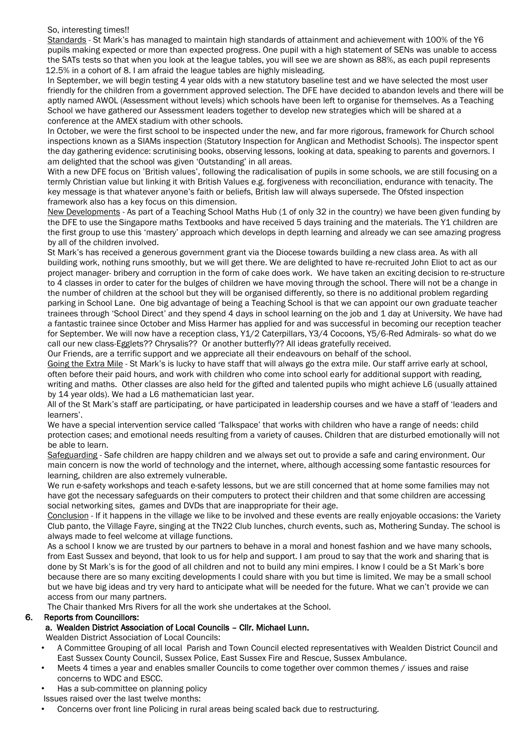So, interesting times!!

Standards - St Mark's has managed to maintain high standards of attainment and achievement with 100% of the Y6 pupils making expected or more than expected progress. One pupil with a high statement of SENs was unable to access the SATs tests so that when you look at the league tables, you will see we are shown as 88%, as each pupil represents 12.5% in a cohort of 8. I am afraid the league tables are highly misleading.

In September, we will begin testing 4 year olds with a new statutory baseline test and we have selected the most user friendly for the children from a government approved selection. The DFE have decided to abandon levels and there will be aptly named AWOL (Assessment without levels) which schools have been left to organise for themselves. As a Teaching School we have gathered our Assessment leaders together to develop new strategies which will be shared at a conference at the AMEX stadium with other schools.

In October, we were the first school to be inspected under the new, and far more rigorous, framework for Church school inspections known as a SIAMs inspection (Statutory Inspection for Anglican and Methodist Schools). The inspector spent the day gathering evidence: scrutinising books, observing lessons, looking at data, speaking to parents and governors. I am delighted that the school was given 'Outstanding' in all areas.

With a new DFE focus on 'British values', following the radicalisation of pupils in some schools, we are still focusing on a termly Christian value but linking it with British Values e.g. forgiveness with reconciliation, endurance with tenacity. The key message is that whatever anyone's faith or beliefs, British law will always supersede. The Ofsted inspection framework also has a key focus on this dimension.

New Developments - As part of a Teaching School Maths Hub (1 of only 32 in the country) we have been given funding by the DFE to use the Singapore maths Textbooks and have received 5 days training and the materials. The Y1 children are the first group to use this 'mastery' approach which develops in depth learning and already we can see amazing progress by all of the children involved.

St Mark's has received a generous government grant via the Diocese towards building a new class area. As with all building work, nothing runs smoothly, but we will get there. We are delighted to have re-recruited John Eliot to act as our project manager- bribery and corruption in the form of cake does work. We have taken an exciting decision to re-structure to 4 classes in order to cater for the bulges of children we have moving through the school. There will not be a change in the number of children at the school but they will be organised differently, so there is no additional problem regarding parking in School Lane. One big advantage of being a Teaching School is that we can appoint our own graduate teacher trainees through 'School Direct' and they spend 4 days in school learning on the job and 1 day at University. We have had a fantastic trainee since October and Miss Harmer has applied for and was successful in becoming our reception teacher for September. We will now have a reception class, Y1/2 Caterpillars, Y3/4 Cocoons, Y5/6-Red Admirals- so what do we call our new class-Egglets?? Chrysalis?? Or another butterfly?? All ideas gratefully received.

Our Friends, are a terrific support and we appreciate all their endeavours on behalf of the school.

Going the Extra Mile - St Mark's is lucky to have staff that will always go the extra mile. Our staff arrive early at school, often before their paid hours, and work with children who come into school early for additional support with reading, writing and maths. Other classes are also held for the gifted and talented pupils who might achieve L6 (usually attained by 14 year olds). We had a L6 mathematician last year.

All of the St Mark's staff are participating, or have participated in leadership courses and we have a staff of 'leaders and learners'.

We have a special intervention service called 'Talkspace' that works with children who have a range of needs: child protection cases; and emotional needs resulting from a variety of causes. Children that are disturbed emotionally will not be able to learn.

Safeguarding - Safe children are happy children and we always set out to provide a safe and caring environment. Our main concern is now the world of technology and the internet, where, although accessing some fantastic resources for learning, children are also extremely vulnerable.

We run e-safety workshops and teach e-safety lessons, but we are still concerned that at home some families may not have got the necessary safeguards on their computers to protect their children and that some children are accessing social networking sites, games and DVDs that are inappropriate for their age.

Conclusion - If it happens in the village we like to be involved and these events are really enjoyable occasions: the Variety Club panto, the Village Fayre, singing at the TN22 Club lunches, church events, such as, Mothering Sunday. The school is always made to feel welcome at village functions.

As a school I know we are trusted by our partners to behave in a moral and honest fashion and we have many schools, from East Sussex and beyond, that look to us for help and support. I am proud to say that the work and sharing that is done by St Mark's is for the good of all children and not to build any mini empires. I know I could be a St Mark's bore because there are so many exciting developments I could share with you but time is limited. We may be a small school but we have big ideas and try very hard to anticipate what will be needed for the future. What we can't provide we can access from our many partners.

The Chair thanked Mrs Rivers for all the work she undertakes at the School.

**6. Reports from Councillors:**

**a. Wealden District Association of Local Councils – Cllr. Michael Lunn.**

Wealden District Association of Local Councils:

- A Committee Grouping of all local Parish and Town Council elected representatives with Wealden District Council and East Sussex County Council, Sussex Police, East Sussex Fire and Rescue, Sussex Ambulance.
- Meets 4 times a year and enables smaller Councils to come together over common themes / issues and raise concerns to WDC and ESCC.
- Has a sub-committee on planning policy

Issues raised over the last twelve months:

- Concerns over front line Policing in rural areas being scaled back due to restructuring.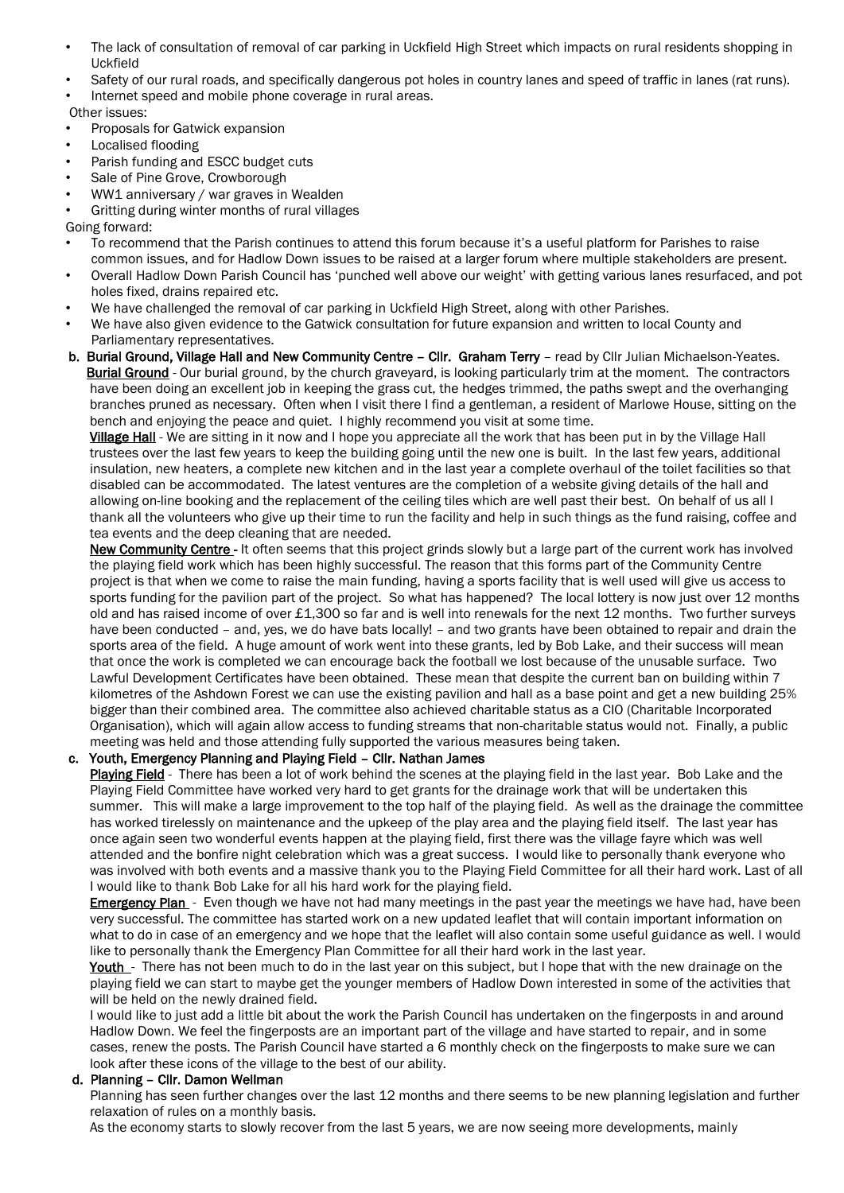- The lack of consultation of removal of car parking in Uckfield High Street which impacts on rural residents shopping in Uckfield
- Safety of our rural roads, and specifically dangerous pot holes in country lanes and speed of traffic in lanes (rat runs).
- Internet speed and mobile phone coverage in rural areas.

Other issues:

- Proposals for Gatwick expansion
- Localised flooding
- Parish funding and ESCC budget cuts
- Sale of Pine Grove, Crowborough
- WW1 anniversary / war graves in Wealden
- Gritting during winter months of rural villages

Going forward:

- To recommend that the Parish continues to attend this forum because it's a useful platform for Parishes to raise common issues, and for Hadlow Down issues to be raised at a larger forum where multiple stakeholders are present.
- Overall Hadlow Down Parish Council has 'punched well above our weight' with getting various lanes resurfaced, and pot holes fixed, drains repaired etc.
- We have challenged the removal of car parking in Uckfield High Street, along with other Parishes.
- We have also given evidence to the Gatwick consultation for future expansion and written to local County and Parliamentary representatives.

**b. Burial Ground, Village Hall and New Community Centre – Cllr. Graham Terry** – read by Cllr Julian Michaelson-Yeates.

**Burial Ground** - Our burial ground, by the church graveyard, is looking particularly trim at the moment. The contractors have been doing an excellent job in keeping the grass cut, the hedges trimmed, the paths swept and the overhanging branches pruned as necessary. Often when I visit there I find a gentleman, a resident of Marlowe House, sitting on the bench and enjoying the peace and quiet. I highly recommend you visit at some time.

**Village Hall** - We are sitting in it now and I hope you appreciate all the work that has been put in by the Village Hall trustees over the last few years to keep the building going until the new one is built. In the last few years, additional insulation, new heaters, a complete new kitchen and in the last year a complete overhaul of the toilet facilities so that disabled can be accommodated. The latest ventures are the completion of a website giving details of the hall and allowing on-line booking and the replacement of the ceiling tiles which are well past their best. On behalf of us all I thank all the volunteers who give up their time to run the facility and help in such things as the fund raising, coffee and tea events and the deep cleaning that are needed.

**New Community Centre** - It often seems that this project grinds slowly but a large part of the current work has involved the playing field work which has been highly successful. The reason that this forms part of the Community Centre project is that when we come to raise the main funding, having a sports facility that is well used will give us access to sports funding for the pavilion part of the project. So what has happened? The local lottery is now just over 12 months old and has raised income of over £1,300 so far and is well into renewals for the next 12 months. Two further surveys have been conducted – and, yes, we do have bats locally! – and two grants have been obtained to repair and drain the sports area of the field. A huge amount of work went into these grants, led by Bob Lake, and their success will mean that once the work is completed we can encourage back the football we lost because of the unusable surface. Two Lawful Development Certificates have been obtained. These mean that despite the current ban on building within 7 kilometres of the Ashdown Forest we can use the existing pavilion and hall as a base point and get a new building 25% bigger than their combined area. The committee also achieved charitable status as a CIO (Charitable Incorporated Organisation), which will again allow access to funding streams that non-charitable status would not. Finally, a public meeting was held and those attending fully supported the various measures being taken.

**c. Youth, Emergency Planning and Playing Field – Cllr. Nathan James**

**Playing Field** - There has been a lot of work behind the scenes at the playing field in the last year. Bob Lake and the Playing Field Committee have worked very hard to get grants for the drainage work that will be undertaken this summer. This will make a large improvement to the top half of the playing field. As well as the drainage the committee has worked tirelessly on maintenance and the upkeep of the play area and the playing field itself. The last year has once again seen two wonderful events happen at the playing field, first there was the village fayre which was well attended and the bonfire night celebration which was a great success. I would like to personally thank everyone who was involved with both events and a massive thank you to the Playing Field Committee for all their hard work. Last of all I would like to thank Bob Lake for all his hard work for the playing field.

**Emergency Plan** - Even though we have not had many meetings in the past year the meetings we have had, have been very successful. The committee has started work on a new updated leaflet that will contain important information on what to do in case of an emergency and we hope that the leaflet will also contain some useful guidance as well. I would like to personally thank the Emergency Plan Committee for all their hard work in the last year.

**Youth** - There has not been much to do in the last year on this subject, but I hope that with the new drainage on the playing field we can start to maybe get the younger members of Hadlow Down interested in some of the activities that will be held on the newly drained field.

I would like to just add a little bit about the work the Parish Council has undertaken on the fingerposts in and around Hadlow Down. We feel the fingerposts are an important part of the village and have started to repair, and in some cases, renew the posts. The Parish Council have started a 6 monthly check on the fingerposts to make sure we can look after these icons of the village to the best of our ability.

**d. Planning – Cllr. Damon Wellman**

Planning has seen further changes over the last 12 months and there seems to be new planning legislation and further relaxation of rules on a monthly basis.

As the economy starts to slowly recover from the last 5 years, we are now seeing more developments, mainly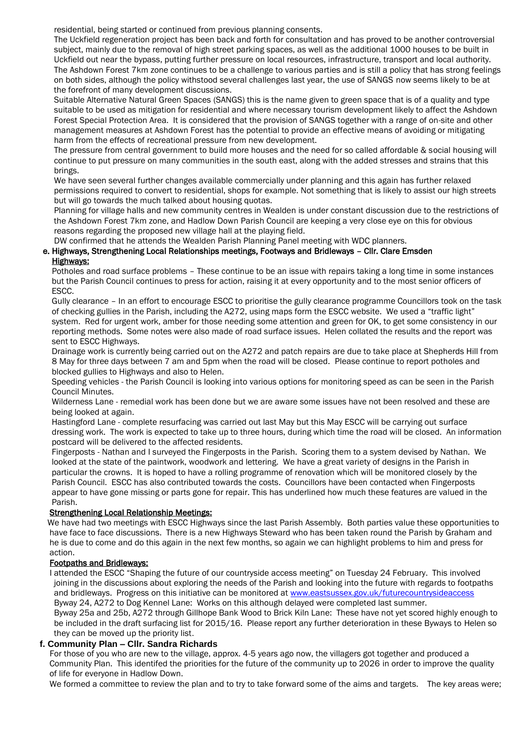residential, being started or continued from previous planning consents.

The Uckfield regeneration project has been back and forth for consultation and has proved to be another controversial subject, mainly due to the removal of high street parking spaces, as well as the additional 1000 houses to be built in Uckfield out near the bypass, putting further pressure on local resources, infrastructure, transport and local authority.

The Ashdown Forest 7km zone continues to be a challenge to various parties and is still a policy that has strong feelings on both sides, although the policy withstood several challenges last year, the use of SANGS now seems likely to be at the forefront of many development discussions.

Suitable Alternative Natural Green Spaces (SANGS) this is the name given to green space that is of a quality and type suitable to be used as mitigation for residential and where necessary tourism development likely to affect the Ashdown Forest Special Protection Area. It is considered that the provision of SANGS together with a range of on-site and other management measures at Ashdown Forest has the potential to provide an effective means of avoiding or mitigating harm from the effects of recreational pressure from new development.

The pressure from central government to build more houses and the need for so called affordable & social housing will continue to put pressure on many communities in the south east, along with the added stresses and strains that this brings.

We have seen several further changes available commercially under planning and this again has further relaxed permissions required to convert to residential, shops for example. Not something that is likely to assist our high streets but will go towards the much talked about housing quotas.

Planning for village halls and new community centres in Wealden is under constant discussion due to the restrictions of the Ashdown Forest 7km zone, and Hadlow Down Parish Council are keeping a very close eye on this for obvious reasons regarding the proposed new village hall at the playing field.

DW confirmed that he attends the Wealden Parish Planning Panel meeting with WDC planners.

**e. Highways, Strengthening Local Relationships meetings, Footways and Bridleways – Cllr. Clare Emsden**

**Highways:**

Potholes and road surface problems – These continue to be an issue with repairs taking a long time in some instances but the Parish Council continues to press for action, raising it at every opportunity and to the most senior officers of ESCC.

Gully clearance – In an effort to encourage ESCC to prioritise the gully clearance programme Councillors took on the task of checking gullies in the Parish, including the A272, using maps form the ESCC website. We used a "traffic light" system. Red for urgent work, amber for those needing some attention and green for OK, to get some consistency in our reporting methods. Some notes were also made of road surface issues. Helen collated the results and the report was sent to ESCC Highways.

Drainage work is currently being carried out on the A272 and patch repairs are due to take place at Shepherds Hill from 8 May for three days between 7 am and 5pm when the road will be closed. Please continue to report potholes and blocked gullies to Highways and also to Helen.

Speeding vehicles - the Parish Council is looking into various options for monitoring speed as can be seen in the Parish Council Minutes.

Wilderness Lane - remedial work has been done but we are aware some issues have not been resolved and these are being looked at again.

Hastingford Lane - complete resurfacing was carried out last May but this May ESCC will be carrying out surface dressing work. The work is expected to take up to three hours, during which time the road will be closed. An information postcard will be delivered to the affected residents.

Fingerposts - Nathan and I surveyed the Fingerposts in the Parish. Scoring them to a system devised by Nathan. We looked at the state of the paintwork, woodwork and lettering. We have a great variety of designs in the Parish in particular the crowns. It is hoped to have a rolling programme of renovation which will be monitored closely by the Parish Council. ESCC has also contributed towards the costs. Councillors have been contacted when Fingerposts appear to have gone missing or parts gone for repair. This has underlined how much these features are valued in the Parish.

**Strengthening Local Relationship Meetings:**

We have had two meetings with ESCC Highways since the last Parish Assembly. Both parties value these opportunities to have face to face discussions. There is a new Highways Steward who has been taken round the Parish by Graham and he is due to come and do this again in the next few months, so again we can highlight problems to him and press for action.

**Footpaths and Bridleways:**

I attended the ESCC "Shaping the future of our countryside access meeting" on Tuesday 24 February. This involved joining in the discussions about exploring the needs of the Parish and looking into the future with regards to footpaths and bridleways. Progress on this initiative can be monitored at www.eastsussex.gov.uk/futurecountrysideaccess

Byway 24, A272 to Dog Kennel Lane: Works on this although delayed were completed last summer.

Byway 25a and 25b, A272 through Gillhope Bank Wood to Brick Kiln Lane: These have not yet scored highly enough to be included in the draft surfacing list for 2015/16. Please report any further deterioration in these Byways to Helen so they can be moved up the priority list.

**f. Community Plan – Cllr. Sandra Richards**

For those of you who are new to the village, approx. 4-5 years ago now, the villagers got together and produced a Community Plan. This identifed the priorities for the future of the community up to 2026 in order to improve the quality of life for everyone in Hadlow Down.

We formed a committee to review the plan and to try to take forward some of the aims and targets. The key areas were;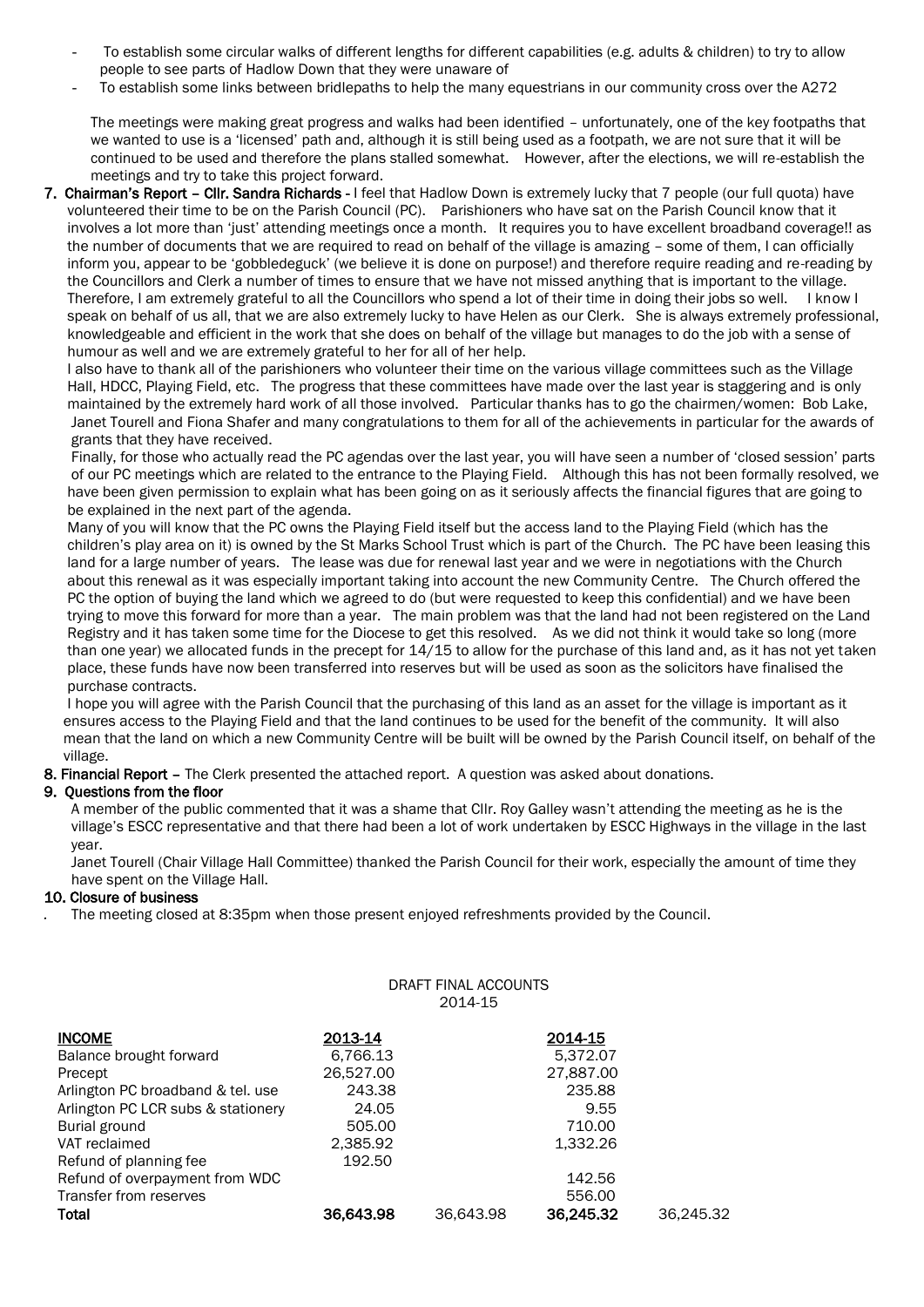- To establish some circular walks of different lengths for different capabilities (e.g. adults & children) to try to allow people to see parts of Hadlow Down that they were unaware of
- To establish some links between bridlepaths to help the many equestrians in our community cross over the A272

The meetings were making great progress and walks had been identified – unfortunately, one of the key footpaths that we wanted to use is a 'licensed' path and, although it is still being used as a footpath, we are not sure that it will be continued to be used and therefore the plans stalled somewhat. However, after the elections, we will re-establish the meetings and try to take this project forward.

**7. Chairman's Report – Cllr. Sandra Richards -** I feel that Hadlow Down is extremely lucky that 7 people (our full quota) have volunteered their time to be on the Parish Council (PC). Parishioners who have sat on the Parish Council know that it involves a lot more than 'just' attending meetings once a month. It requires you to have excellent broadband coverage!! as the number of documents that we are required to read on behalf of the village is amazing – some of them, I can officially inform you, appear to be 'gobbledeguck' (we believe it is done on purpose!) and therefore require reading and re-reading by the Councillors and Clerk a number of times to ensure that we have not missed anything that is important to the village. Therefore, I am extremely grateful to all the Councillors who spend a lot of their time in doing their jobs so well. I know I speak on behalf of us all, that we are also extremely lucky to have Helen as our Clerk. She is always extremely professional, knowledgeable and efficient in the work that she does on behalf of the village but manages to do the job with a sense of humour as well and we are extremely grateful to her for all of her help.

I also have to thank all of the parishioners who volunteer their time on the various village committees such as the Village Hall, HDCC, Playing Field, etc. The progress that these committees have made over the last year is staggering and is only maintained by the extremely hard work of all those involved. Particular thanks has to go the chairmen/women: Bob Lake, Janet Tourell and Fiona Shafer and many congratulations to them for all of the achievements in particular for the awards of grants that they have received.

Finally, for those who actually read the PC agendas over the last year, you will have seen a number of 'closed session' parts of our PC meetings which are related to the entrance to the Playing Field. Although this has not been formally resolved, we have been given permission to explain what has been going on as it seriously affects the financial figures that are going to be explained in the next part of the agenda.

Many of you will know that the PC owns the Playing Field itself but the access land to the Playing Field (which has the children's play area on it) is owned by the St Marks School Trust which is part of the Church. The PC have been leasing this land for a large number of years. The lease was due for renewal last year and we were in negotiations with the Church about this renewal as it was especially important taking into account the new Community Centre. The Church offered the PC the option of buying the land which we agreed to do (but were requested to keep this confidential) and we have been trying to move this forward for more than a year. The main problem was that the land had not been registered on the Land Registry and it has taken some time for the Diocese to get this resolved. As we did not think it would take so long (more than one year) we allocated funds in the precept for 14/15 to allow for the purchase of this land and, as it has not yet taken place, these funds have now been transferred into reserves but will be used as soon as the solicitors have finalised the purchase contracts.

I hope you will agree with the Parish Council that the purchasing of this land as an asset for the village is important as it ensures access to the Playing Field and that the land continues to be used for the benefit of the community. It will also mean that the land on which a new Community Centre will be built will be owned by the Parish Council itself, on behalf of the village.

**8. Financial Report –** The Clerk presented the attached report. A question was asked about donations.

**9. Questions from the floor**

A member of the public commented that it was a shame that Cllr. Roy Galley wasn't attending the meeting as he is the village's ESCC representative and that there had been a lot of work undertaken by ESCC Highways in the village in the last year.

Janet Tourell (Chair Village Hall Committee) thanked the Parish Council for their work, especially the amount of time they have spent on the Village Hall.

**10. Closure of business**

. The meeting closed at 8:35pm when those present enjoyed refreshments provided by the Council.

DRAFT FINAL ACCOUNTS
2014-15

| **INCOME** | **2013-14** | | **2014-15** | |
|---|---|---|---|---|
| Balance brought forward | 6,766.13 | | 5,372.07 | |
| Precept | 26,527.00 | | 27,887.00 | |
| Arlington PC broadband & tel. use | 243.38 | | 235.88 | |
| Arlington PC LCR subs & stationery | 24.05 | | 9.55 | |
| Burial ground | 505.00 | | 710.00 | |
| VAT reclaimed | 2,385.92 | | 1,332.26 | |
| Refund of planning fee | 192.50 | | | |
| Refund of overpayment from WDC | | | 142.56 | |
| Transfer from reserves | | | 556.00 | |
| **Total** | **36,643.98** | 36,643.98 | **36,245.32** | 36,245.32 |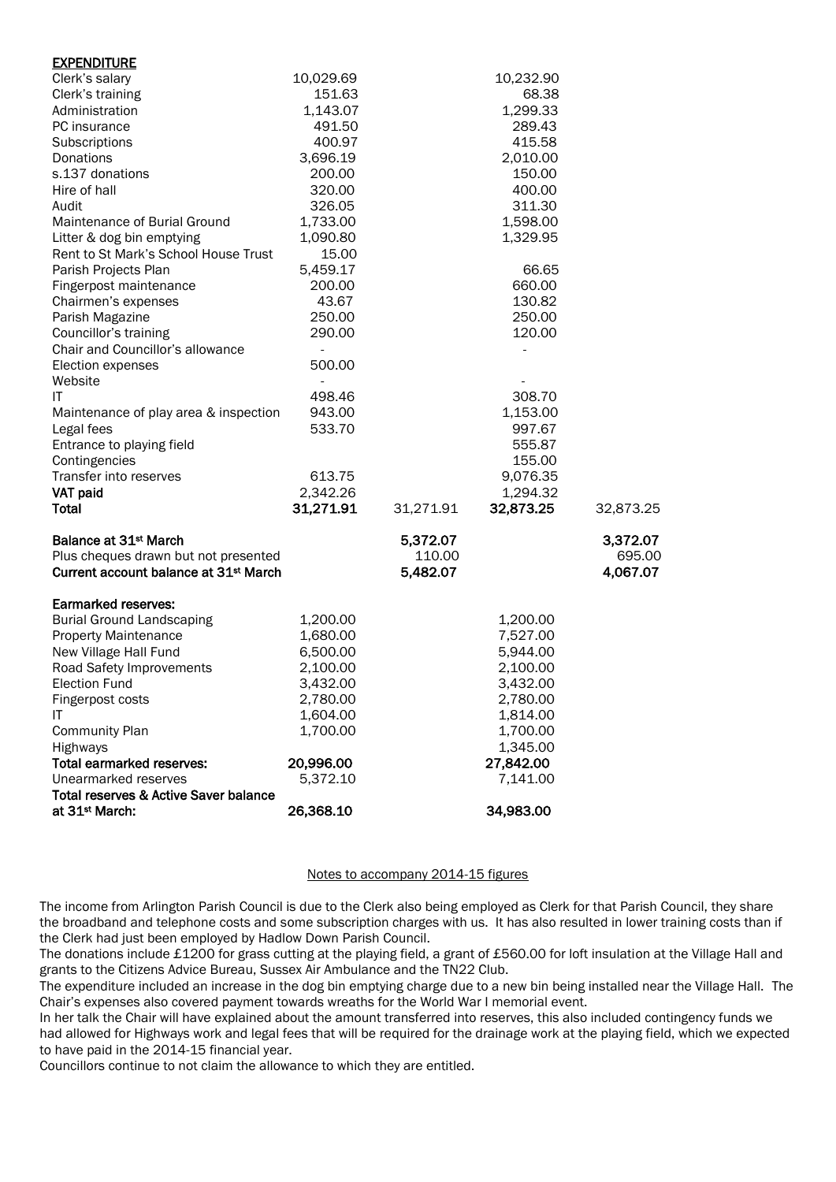**EXPENDITURE**

| | | | | |
|---|---|---|---|---|
| Clerk's salary | 10,029.69 | | 10,232.90 | |
| Clerk's training | 151.63 | | 68.38 | |
| Administration | 1,143.07 | | 1,299.33 | |
| PC insurance | 491.50 | | 289.43 | |
| Subscriptions | 400.97 | | 415.58 | |
| Donations | 3,696.19 | | 2,010.00 | |
| s.137 donations | 200.00 | | 150.00 | |
| Hire of hall | 320.00 | | 400.00 | |
| Audit | 326.05 | | 311.30 | |
| Maintenance of Burial Ground | 1,733.00 | | 1,598.00 | |
| Litter & dog bin emptying | 1,090.80 | | 1,329.95 | |
| Rent to St Mark's School House Trust | 15.00 | | | |
| Parish Projects Plan | 5,459.17 | | 66.65 | |
| Fingerpost maintenance | 200.00 | | 660.00 | |
| Chairmen's expenses | 43.67 | | 130.82 | |
| Parish Magazine | 250.00 | | 250.00 | |
| Councillor's training | 290.00 | | 120.00 | |
| Chair and Councillor's allowance | - | | - | |
| Election expenses | 500.00 | | | |
| Website | - | | - | |
| IT | 498.46 | | 308.70 | |
| Maintenance of play area & inspection | 943.00 | | 1,153.00 | |
| Legal fees | 533.70 | | 997.67 | |
| Entrance to playing field | | | 555.87 | |
| Contingencies | | | 155.00 | |
| Transfer into reserves | 613.75 | | 9,076.35 | |
| **VAT paid** | 2,342.26 | | 1,294.32 | |
| **Total** | **31,271.91** | 31,271.91 | **32,873.25** | 32,873.25 |
| | | | | |
| **Balance at 31st March** | | **5,372.07** | | **3,372.07** |
| Plus cheques drawn but not presented | | 110.00 | | 695.00 |
| **Current account balance at 31st March** | | **5,482.07** | | **4,067.07** |
| | | | | |
| **Earmarked reserves:** | | | | |
| Burial Ground Landscaping | 1,200.00 | | 1,200.00 | |
| Property Maintenance | 1,680.00 | | 7,527.00 | |
| New Village Hall Fund | 6,500.00 | | 5,944.00 | |
| Road Safety Improvements | 2,100.00 | | 2,100.00 | |
| Election Fund | 3,432.00 | | 3,432.00 | |
| Fingerpost costs | 2,780.00 | | 2,780.00 | |
| IT | 1,604.00 | | 1,814.00 | |
| Community Plan | 1,700.00 | | 1,700.00 | |
| Highways | | | 1,345.00 | |
| **Total earmarked reserves:** | **20,996.00** | | **27,842.00** | |
| Unearmarked reserves | 5,372.10 | | 7,141.00 | |
| **Total reserves & Active Saver balance at 31st March:** | **26,368.10** | | **34,983.00** | |

Notes to accompany 2014-15 figures

The income from Arlington Parish Council is due to the Clerk also being employed as Clerk for that Parish Council, they share the broadband and telephone costs and some subscription charges with us. It has also resulted in lower training costs than if the Clerk had just been employed by Hadlow Down Parish Council.

The donations include £1200 for grass cutting at the playing field, a grant of £560.00 for loft insulation at the Village Hall and grants to the Citizens Advice Bureau, Sussex Air Ambulance and the TN22 Club.

The expenditure included an increase in the dog bin emptying charge due to a new bin being installed near the Village Hall. The Chair's expenses also covered payment towards wreaths for the World War I memorial event.

In her talk the Chair will have explained about the amount transferred into reserves, this also included contingency funds we had allowed for Highways work and legal fees that will be required for the drainage work at the playing field, which we expected to have paid in the 2014-15 financial year.

Councillors continue to not claim the allowance to which they are entitled.